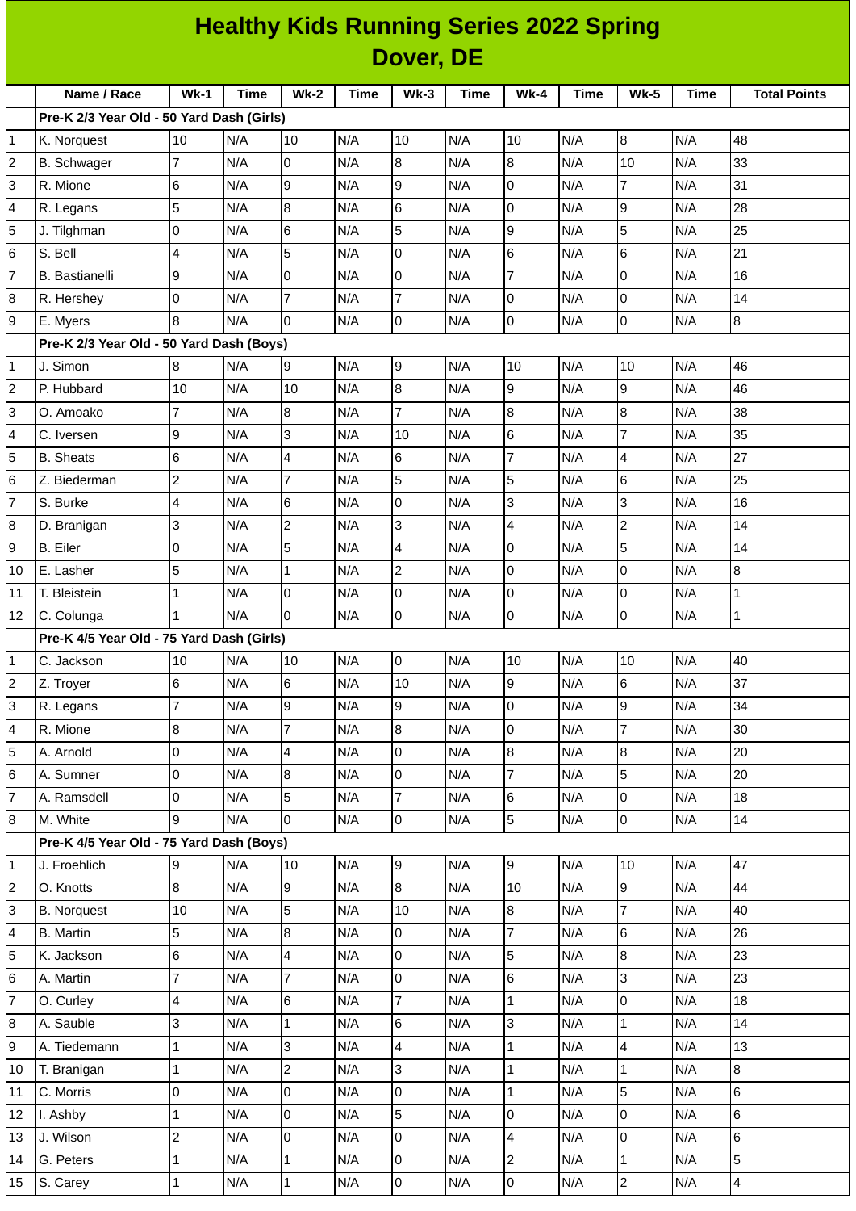# Healthy Kids Running Series 2022 Spring

## Dover, DE

| | Name / Race | Wk-1 | Time | Wk-2 | Time | Wk-3 | Time | Wk-4 | Time | Wk-5 | Time | Total Points |
|---|---|---|---|---|---|---|---|---|---|---|---|---|
| | **Pre-K 2/3 Year Old - 50 Yard Dash (Girls)** | | | | | | | | | | | |
| 1 | K. Norquest | 10 | N/A | 10 | N/A | 10 | N/A | 10 | N/A | 8 | N/A | 48 |
| 2 | B. Schwager | 7 | N/A | 0 | N/A | 8 | N/A | 8 | N/A | 10 | N/A | 33 |
| 3 | R. Mione | 6 | N/A | 9 | N/A | 9 | N/A | 0 | N/A | 7 | N/A | 31 |
| 4 | R. Legans | 5 | N/A | 8 | N/A | 6 | N/A | 0 | N/A | 9 | N/A | 28 |
| 5 | J. Tilghman | 0 | N/A | 6 | N/A | 5 | N/A | 9 | N/A | 5 | N/A | 25 |
| 6 | S. Bell | 4 | N/A | 5 | N/A | 0 | N/A | 6 | N/A | 6 | N/A | 21 |
| 7 | B. Bastianelli | 9 | N/A | 0 | N/A | 0 | N/A | 7 | N/A | 0 | N/A | 16 |
| 8 | R. Hershey | 0 | N/A | 7 | N/A | 7 | N/A | 0 | N/A | 0 | N/A | 14 |
| 9 | E. Myers | 8 | N/A | 0 | N/A | 0 | N/A | 0 | N/A | 0 | N/A | 8 |
| | **Pre-K 2/3 Year Old - 50 Yard Dash (Boys)** | | | | | | | | | | | |
| 1 | J. Simon | 8 | N/A | 9 | N/A | 9 | N/A | 10 | N/A | 10 | N/A | 46 |
| 2 | P. Hubbard | 10 | N/A | 10 | N/A | 8 | N/A | 9 | N/A | 9 | N/A | 46 |
| 3 | O. Amoako | 7 | N/A | 8 | N/A | 7 | N/A | 8 | N/A | 8 | N/A | 38 |
| 4 | C. Iversen | 9 | N/A | 3 | N/A | 10 | N/A | 6 | N/A | 7 | N/A | 35 |
| 5 | B. Sheats | 6 | N/A | 4 | N/A | 6 | N/A | 7 | N/A | 4 | N/A | 27 |
| 6 | Z. Biederman | 2 | N/A | 7 | N/A | 5 | N/A | 5 | N/A | 6 | N/A | 25 |
| 7 | S. Burke | 4 | N/A | 6 | N/A | 0 | N/A | 3 | N/A | 3 | N/A | 16 |
| 8 | D. Branigan | 3 | N/A | 2 | N/A | 3 | N/A | 4 | N/A | 2 | N/A | 14 |
| 9 | B. Eiler | 0 | N/A | 5 | N/A | 4 | N/A | 0 | N/A | 5 | N/A | 14 |
| 10 | E. Lasher | 5 | N/A | 1 | N/A | 2 | N/A | 0 | N/A | 0 | N/A | 8 |
| 11 | T. Bleistein | 1 | N/A | 0 | N/A | 0 | N/A | 0 | N/A | 0 | N/A | 1 |
| 12 | C. Colunga | 1 | N/A | 0 | N/A | 0 | N/A | 0 | N/A | 0 | N/A | 1 |
| | **Pre-K 4/5 Year Old - 75 Yard Dash (Girls)** | | | | | | | | | | | |
| 1 | C. Jackson | 10 | N/A | 10 | N/A | 0 | N/A | 10 | N/A | 10 | N/A | 40 |
| 2 | Z. Troyer | 6 | N/A | 6 | N/A | 10 | N/A | 9 | N/A | 6 | N/A | 37 |
| 3 | R. Legans | 7 | N/A | 9 | N/A | 9 | N/A | 0 | N/A | 9 | N/A | 34 |
| 4 | R. Mione | 8 | N/A | 7 | N/A | 8 | N/A | 0 | N/A | 7 | N/A | 30 |
| 5 | A. Arnold | 0 | N/A | 4 | N/A | 0 | N/A | 8 | N/A | 8 | N/A | 20 |
| 6 | A. Sumner | 0 | N/A | 8 | N/A | 0 | N/A | 7 | N/A | 5 | N/A | 20 |
| 7 | A. Ramsdell | 0 | N/A | 5 | N/A | 7 | N/A | 6 | N/A | 0 | N/A | 18 |
| 8 | M. White | 9 | N/A | 0 | N/A | 0 | N/A | 5 | N/A | 0 | N/A | 14 |
| | **Pre-K 4/5 Year Old - 75 Yard Dash (Boys)** | | | | | | | | | | | |
| 1 | J. Froehlich | 9 | N/A | 10 | N/A | 9 | N/A | 9 | N/A | 10 | N/A | 47 |
| 2 | O. Knotts | 8 | N/A | 9 | N/A | 8 | N/A | 10 | N/A | 9 | N/A | 44 |
| 3 | B. Norquest | 10 | N/A | 5 | N/A | 10 | N/A | 8 | N/A | 7 | N/A | 40 |
| 4 | B. Martin | 5 | N/A | 8 | N/A | 0 | N/A | 7 | N/A | 6 | N/A | 26 |
| 5 | K. Jackson | 6 | N/A | 4 | N/A | 0 | N/A | 5 | N/A | 8 | N/A | 23 |
| 6 | A. Martin | 7 | N/A | 7 | N/A | 0 | N/A | 6 | N/A | 3 | N/A | 23 |
| 7 | O. Curley | 4 | N/A | 6 | N/A | 7 | N/A | 1 | N/A | 0 | N/A | 18 |
| 8 | A. Sauble | 3 | N/A | 1 | N/A | 6 | N/A | 3 | N/A | 1 | N/A | 14 |
| 9 | A. Tiedemann | 1 | N/A | 3 | N/A | 4 | N/A | 1 | N/A | 4 | N/A | 13 |
| 10 | T. Branigan | 1 | N/A | 2 | N/A | 3 | N/A | 1 | N/A | 1 | N/A | 8 |
| 11 | C. Morris | 0 | N/A | 0 | N/A | 0 | N/A | 1 | N/A | 5 | N/A | 6 |
| 12 | I. Ashby | 1 | N/A | 0 | N/A | 5 | N/A | 0 | N/A | 0 | N/A | 6 |
| 13 | J. Wilson | 2 | N/A | 0 | N/A | 0 | N/A | 4 | N/A | 0 | N/A | 6 |
| 14 | G. Peters | 1 | N/A | 1 | N/A | 0 | N/A | 2 | N/A | 1 | N/A | 5 |
| 15 | S. Carey | 1 | N/A | 1 | N/A | 0 | N/A | 0 | N/A | 2 | N/A | 4 |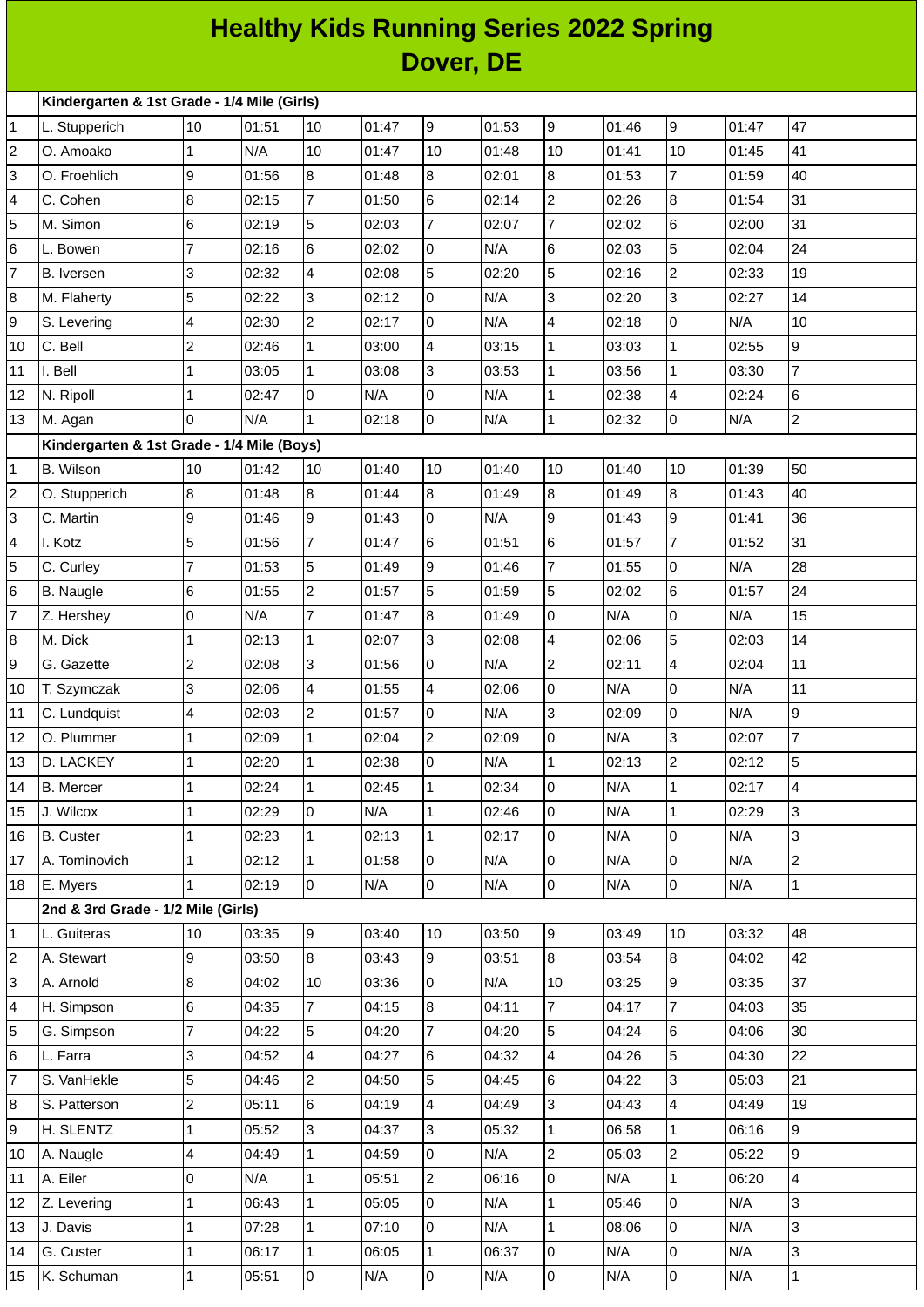# Healthy Kids Running Series 2022 Spring
## Dover, DE

| | Kindergarten & 1st Grade - 1/4 Mile (Girls) | | | | | | | | | | | |
|---|---|---|---|---|---|---|---|---|---|---|---|---|
| 1 | L. Stupperich | 10 | 01:51 | 10 | 01:47 | 9 | 01:53 | 9 | 01:46 | 9 | 01:47 | 47 |
| 2 | O. Amoako | 1 | N/A | 10 | 01:47 | 10 | 01:48 | 10 | 01:41 | 10 | 01:45 | 41 |
| 3 | O. Froehlich | 9 | 01:56 | 8 | 01:48 | 8 | 02:01 | 8 | 01:53 | 7 | 01:59 | 40 |
| 4 | C. Cohen | 8 | 02:15 | 7 | 01:50 | 6 | 02:14 | 2 | 02:26 | 8 | 01:54 | 31 |
| 5 | M. Simon | 6 | 02:19 | 5 | 02:03 | 7 | 02:07 | 7 | 02:02 | 6 | 02:00 | 31 |
| 6 | L. Bowen | 7 | 02:16 | 6 | 02:02 | 0 | N/A | 6 | 02:03 | 5 | 02:04 | 24 |
| 7 | B. Iversen | 3 | 02:32 | 4 | 02:08 | 5 | 02:20 | 5 | 02:16 | 2 | 02:33 | 19 |
| 8 | M. Flaherty | 5 | 02:22 | 3 | 02:12 | 0 | N/A | 3 | 02:20 | 3 | 02:27 | 14 |
| 9 | S. Levering | 4 | 02:30 | 2 | 02:17 | 0 | N/A | 4 | 02:18 | 0 | N/A | 10 |
| 10 | C. Bell | 2 | 02:46 | 1 | 03:00 | 4 | 03:15 | 1 | 03:03 | 1 | 02:55 | 9 |
| 11 | I. Bell | 1 | 03:05 | 1 | 03:08 | 3 | 03:53 | 1 | 03:56 | 1 | 03:30 | 7 |
| 12 | N. Ripoll | 1 | 02:47 | 0 | N/A | 0 | N/A | 1 | 02:38 | 4 | 02:24 | 6 |
| 13 | M. Agan | 0 | N/A | 1 | 02:18 | 0 | N/A | 1 | 02:32 | 0 | N/A | 2 |
| | **Kindergarten & 1st Grade - 1/4 Mile (Boys)** | | | | | | | | | | | |
| 1 | B. Wilson | 10 | 01:42 | 10 | 01:40 | 10 | 01:40 | 10 | 01:40 | 10 | 01:39 | 50 |
| 2 | O. Stupperich | 8 | 01:48 | 8 | 01:44 | 8 | 01:49 | 8 | 01:49 | 8 | 01:43 | 40 |
| 3 | C. Martin | 9 | 01:46 | 9 | 01:43 | 0 | N/A | 9 | 01:43 | 9 | 01:41 | 36 |
| 4 | I. Kotz | 5 | 01:56 | 7 | 01:47 | 6 | 01:51 | 6 | 01:57 | 7 | 01:52 | 31 |
| 5 | C. Curley | 7 | 01:53 | 5 | 01:49 | 9 | 01:46 | 7 | 01:55 | 0 | N/A | 28 |
| 6 | B. Naugle | 6 | 01:55 | 2 | 01:57 | 5 | 01:59 | 5 | 02:02 | 6 | 01:57 | 24 |
| 7 | Z. Hershey | 0 | N/A | 7 | 01:47 | 8 | 01:49 | 0 | N/A | 0 | N/A | 15 |
| 8 | M. Dick | 1 | 02:13 | 1 | 02:07 | 3 | 02:08 | 4 | 02:06 | 5 | 02:03 | 14 |
| 9 | G. Gazette | 2 | 02:08 | 3 | 01:56 | 0 | N/A | 2 | 02:11 | 4 | 02:04 | 11 |
| 10 | T. Szymczak | 3 | 02:06 | 4 | 01:55 | 4 | 02:06 | 0 | N/A | 0 | N/A | 11 |
| 11 | C. Lundquist | 4 | 02:03 | 2 | 01:57 | 0 | N/A | 3 | 02:09 | 0 | N/A | 9 |
| 12 | O. Plummer | 1 | 02:09 | 1 | 02:04 | 2 | 02:09 | 0 | N/A | 3 | 02:07 | 7 |
| 13 | D. LACKEY | 1 | 02:20 | 1 | 02:38 | 0 | N/A | 1 | 02:13 | 2 | 02:12 | 5 |
| 14 | B. Mercer | 1 | 02:24 | 1 | 02:45 | 1 | 02:34 | 0 | N/A | 1 | 02:17 | 4 |
| 15 | J. Wilcox | 1 | 02:29 | 0 | N/A | 1 | 02:46 | 0 | N/A | 1 | 02:29 | 3 |
| 16 | B. Custer | 1 | 02:23 | 1 | 02:13 | 1 | 02:17 | 0 | N/A | 0 | N/A | 3 |
| 17 | A. Tominovich | 1 | 02:12 | 1 | 01:58 | 0 | N/A | 0 | N/A | 0 | N/A | 2 |
| 18 | E. Myers | 1 | 02:19 | 0 | N/A | 0 | N/A | 0 | N/A | 0 | N/A | 1 |
| | **2nd & 3rd Grade - 1/2 Mile (Girls)** | | | | | | | | | | | |
| 1 | L. Guiteras | 10 | 03:35 | 9 | 03:40 | 10 | 03:50 | 9 | 03:49 | 10 | 03:32 | 48 |
| 2 | A. Stewart | 9 | 03:50 | 8 | 03:43 | 9 | 03:51 | 8 | 03:54 | 8 | 04:02 | 42 |
| 3 | A. Arnold | 8 | 04:02 | 10 | 03:36 | 0 | N/A | 10 | 03:25 | 9 | 03:35 | 37 |
| 4 | H. Simpson | 6 | 04:35 | 7 | 04:15 | 8 | 04:11 | 7 | 04:17 | 7 | 04:03 | 35 |
| 5 | G. Simpson | 7 | 04:22 | 5 | 04:20 | 7 | 04:20 | 5 | 04:24 | 6 | 04:06 | 30 |
| 6 | L. Farra | 3 | 04:52 | 4 | 04:27 | 6 | 04:32 | 4 | 04:26 | 5 | 04:30 | 22 |
| 7 | S. VanHekle | 5 | 04:46 | 2 | 04:50 | 5 | 04:45 | 6 | 04:22 | 3 | 05:03 | 21 |
| 8 | S. Patterson | 2 | 05:11 | 6 | 04:19 | 4 | 04:49 | 3 | 04:43 | 4 | 04:49 | 19 |
| 9 | H. SLENTZ | 1 | 05:52 | 3 | 04:37 | 3 | 05:32 | 1 | 06:58 | 1 | 06:16 | 9 |
| 10 | A. Naugle | 4 | 04:49 | 1 | 04:59 | 0 | N/A | 2 | 05:03 | 2 | 05:22 | 9 |
| 11 | A. Eiler | 0 | N/A | 1 | 05:51 | 2 | 06:16 | 0 | N/A | 1 | 06:20 | 4 |
| 12 | Z. Levering | 1 | 06:43 | 1 | 05:05 | 0 | N/A | 1 | 05:46 | 0 | N/A | 3 |
| 13 | J. Davis | 1 | 07:28 | 1 | 07:10 | 0 | N/A | 1 | 08:06 | 0 | N/A | 3 |
| 14 | G. Custer | 1 | 06:17 | 1 | 06:05 | 1 | 06:37 | 0 | N/A | 0 | N/A | 3 |
| 15 | K. Schuman | 1 | 05:51 | 0 | N/A | 0 | N/A | 0 | N/A | 0 | N/A | 1 |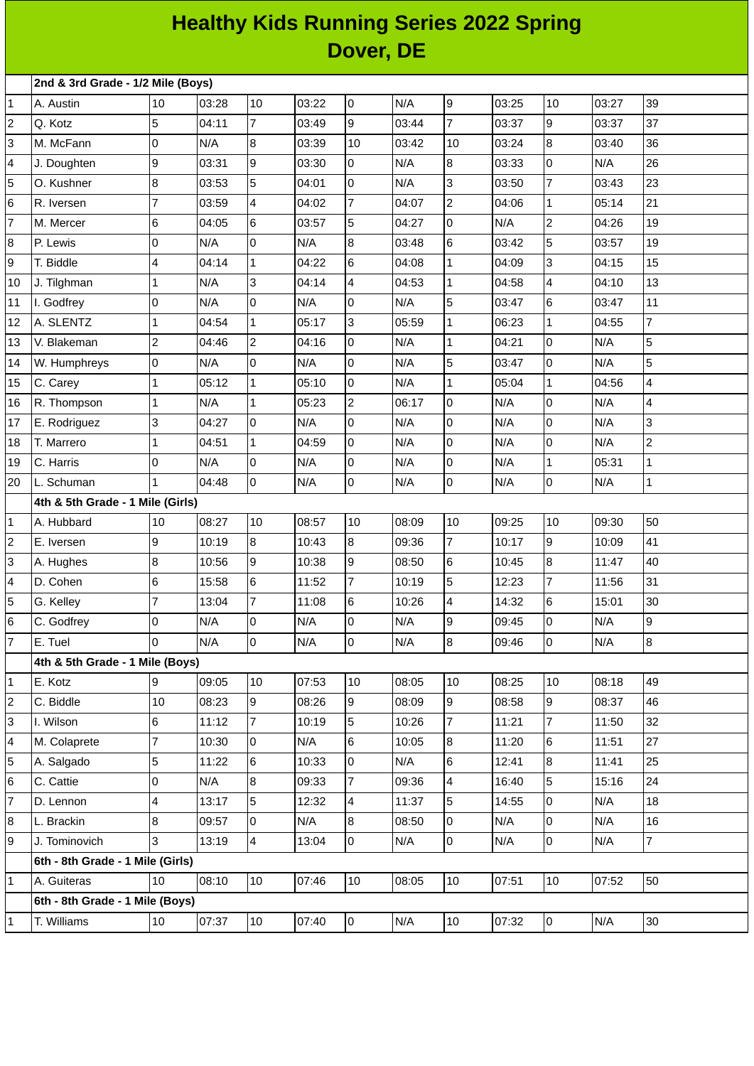# Healthy Kids Running Series 2022 Spring Dover, DE

| | | | | | | | | | | | | |
|---|---|---|---|---|---|---|---|---|---|---|---|---|
| | **2nd & 3rd Grade - 1/2 Mile (Boys)** | | | | | | | | | | | |
| 1 | A. Austin | 10 | 03:28 | 10 | 03:22 | 0 | N/A | 9 | 03:25 | 10 | 03:27 | 39 |
| 2 | Q. Kotz | 5 | 04:11 | 7 | 03:49 | 9 | 03:44 | 7 | 03:37 | 9 | 03:37 | 37 |
| 3 | M. McFann | 0 | N/A | 8 | 03:39 | 10 | 03:42 | 10 | 03:24 | 8 | 03:40 | 36 |
| 4 | J. Doughten | 9 | 03:31 | 9 | 03:30 | 0 | N/A | 8 | 03:33 | 0 | N/A | 26 |
| 5 | O. Kushner | 8 | 03:53 | 5 | 04:01 | 0 | N/A | 3 | 03:50 | 7 | 03:43 | 23 |
| 6 | R. Iversen | 7 | 03:59 | 4 | 04:02 | 7 | 04:07 | 2 | 04:06 | 1 | 05:14 | 21 |
| 7 | M. Mercer | 6 | 04:05 | 6 | 03:57 | 5 | 04:27 | 0 | N/A | 2 | 04:26 | 19 |
| 8 | P. Lewis | 0 | N/A | 0 | N/A | 8 | 03:48 | 6 | 03:42 | 5 | 03:57 | 19 |
| 9 | T. Biddle | 4 | 04:14 | 1 | 04:22 | 6 | 04:08 | 1 | 04:09 | 3 | 04:15 | 15 |
| 10 | J. Tilghman | 1 | N/A | 3 | 04:14 | 4 | 04:53 | 1 | 04:58 | 4 | 04:10 | 13 |
| 11 | I. Godfrey | 0 | N/A | 0 | N/A | 0 | N/A | 5 | 03:47 | 6 | 03:47 | 11 |
| 12 | A. SLENTZ | 1 | 04:54 | 1 | 05:17 | 3 | 05:59 | 1 | 06:23 | 1 | 04:55 | 7 |
| 13 | V. Blakeman | 2 | 04:46 | 2 | 04:16 | 0 | N/A | 1 | 04:21 | 0 | N/A | 5 |
| 14 | W. Humphreys | 0 | N/A | 0 | N/A | 0 | N/A | 5 | 03:47 | 0 | N/A | 5 |
| 15 | C. Carey | 1 | 05:12 | 1 | 05:10 | 0 | N/A | 1 | 05:04 | 1 | 04:56 | 4 |
| 16 | R. Thompson | 1 | N/A | 1 | 05:23 | 2 | 06:17 | 0 | N/A | 0 | N/A | 4 |
| 17 | E. Rodriguez | 3 | 04:27 | 0 | N/A | 0 | N/A | 0 | N/A | 0 | N/A | 3 |
| 18 | T. Marrero | 1 | 04:51 | 1 | 04:59 | 0 | N/A | 0 | N/A | 0 | N/A | 2 |
| 19 | C. Harris | 0 | N/A | 0 | N/A | 0 | N/A | 0 | N/A | 1 | 05:31 | 1 |
| 20 | L. Schuman | 1 | 04:48 | 0 | N/A | 0 | N/A | 0 | N/A | 0 | N/A | 1 |
| | **4th & 5th Grade - 1 Mile (Girls)** | | | | | | | | | | | |
| 1 | A. Hubbard | 10 | 08:27 | 10 | 08:57 | 10 | 08:09 | 10 | 09:25 | 10 | 09:30 | 50 |
| 2 | E. Iversen | 9 | 10:19 | 8 | 10:43 | 8 | 09:36 | 7 | 10:17 | 9 | 10:09 | 41 |
| 3 | A. Hughes | 8 | 10:56 | 9 | 10:38 | 9 | 08:50 | 6 | 10:45 | 8 | 11:47 | 40 |
| 4 | D. Cohen | 6 | 15:58 | 6 | 11:52 | 7 | 10:19 | 5 | 12:23 | 7 | 11:56 | 31 |
| 5 | G. Kelley | 7 | 13:04 | 7 | 11:08 | 6 | 10:26 | 4 | 14:32 | 6 | 15:01 | 30 |
| 6 | C. Godfrey | 0 | N/A | 0 | N/A | 0 | N/A | 9 | 09:45 | 0 | N/A | 9 |
| 7 | E. Tuel | 0 | N/A | 0 | N/A | 0 | N/A | 8 | 09:46 | 0 | N/A | 8 |
| | **4th & 5th Grade - 1 Mile (Boys)** | | | | | | | | | | | |
| 1 | E. Kotz | 9 | 09:05 | 10 | 07:53 | 10 | 08:05 | 10 | 08:25 | 10 | 08:18 | 49 |
| 2 | C. Biddle | 10 | 08:23 | 9 | 08:26 | 9 | 08:09 | 9 | 08:58 | 9 | 08:37 | 46 |
| 3 | I. Wilson | 6 | 11:12 | 7 | 10:19 | 5 | 10:26 | 7 | 11:21 | 7 | 11:50 | 32 |
| 4 | M. Colaprete | 7 | 10:30 | 0 | N/A | 6 | 10:05 | 8 | 11:20 | 6 | 11:51 | 27 |
| 5 | A. Salgado | 5 | 11:22 | 6 | 10:33 | 0 | N/A | 6 | 12:41 | 8 | 11:41 | 25 |
| 6 | C. Cattie | 0 | N/A | 8 | 09:33 | 7 | 09:36 | 4 | 16:40 | 5 | 15:16 | 24 |
| 7 | D. Lennon | 4 | 13:17 | 5 | 12:32 | 4 | 11:37 | 5 | 14:55 | 0 | N/A | 18 |
| 8 | L. Brackin | 8 | 09:57 | 0 | N/A | 8 | 08:50 | 0 | N/A | 0 | N/A | 16 |
| 9 | J. Tominovich | 3 | 13:19 | 4 | 13:04 | 0 | N/A | 0 | N/A | 0 | N/A | 7 |
| | **6th - 8th Grade - 1 Mile (Girls)** | | | | | | | | | | | |
| 1 | A. Guiteras | 10 | 08:10 | 10 | 07:46 | 10 | 08:05 | 10 | 07:51 | 10 | 07:52 | 50 |
| | **6th - 8th Grade - 1 Mile (Boys)** | | | | | | | | | | | |
| 1 | T. Williams | 10 | 07:37 | 10 | 07:40 | 0 | N/A | 10 | 07:32 | 0 | N/A | 30 |